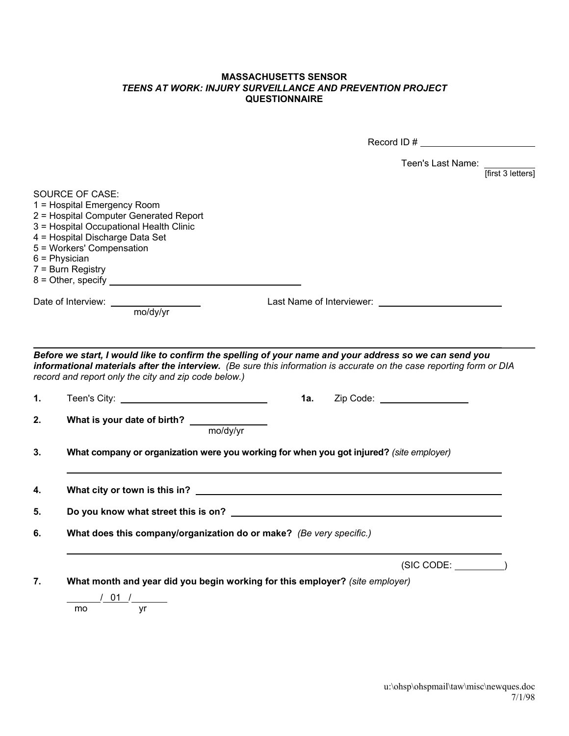**MASSACHUSETTS SENSOR**
***TEENS AT WORK: INJURY SURVEILLANCE AND PREVENTION PROJECT***
**QUESTIONNAIRE**

Record ID # ______________________

Teen's Last Name: __________
[first 3 letters]

SOURCE OF CASE:
1 = Hospital Emergency Room
2 = Hospital Computer Generated Report
3 = Hospital Occupational Health Clinic
4 = Hospital Discharge Data Set
5 = Workers' Compensation
6 = Physician
7 = Burn Registry
8 = Other, specify ______________________________

Date of Interview: ______________ mo/dy/yr

Last Name of Interviewer: ______________________

---

***Before we start, I would like to confirm the spelling of your name and your address so we can send you informational materials after the interview.*** *(Be sure this information is accurate on the case reporting form or DIA record and report only the city and zip code below.)*

**1.** Teen's City: ____________________________

**1a.** Zip Code: ________________

**2.** **What is your date of birth?** ______________ mo/dy/yr

**3.** **What company or organization were you working for when you got injured?** *(site employer)*

______________________________________________________________

**4.** **What city or town is this in?** ______________________________________________

**5.** **Do you know what street this is on?** ________________________________________

**6.** **What does this company/organization do or make?** *(Be very specific.)*

______________________________________________________________

(SIC CODE: __________)

**7.** **What month and year did you begin working for this employer?** *(site employer)*

_____/ 01 /_____
mo yr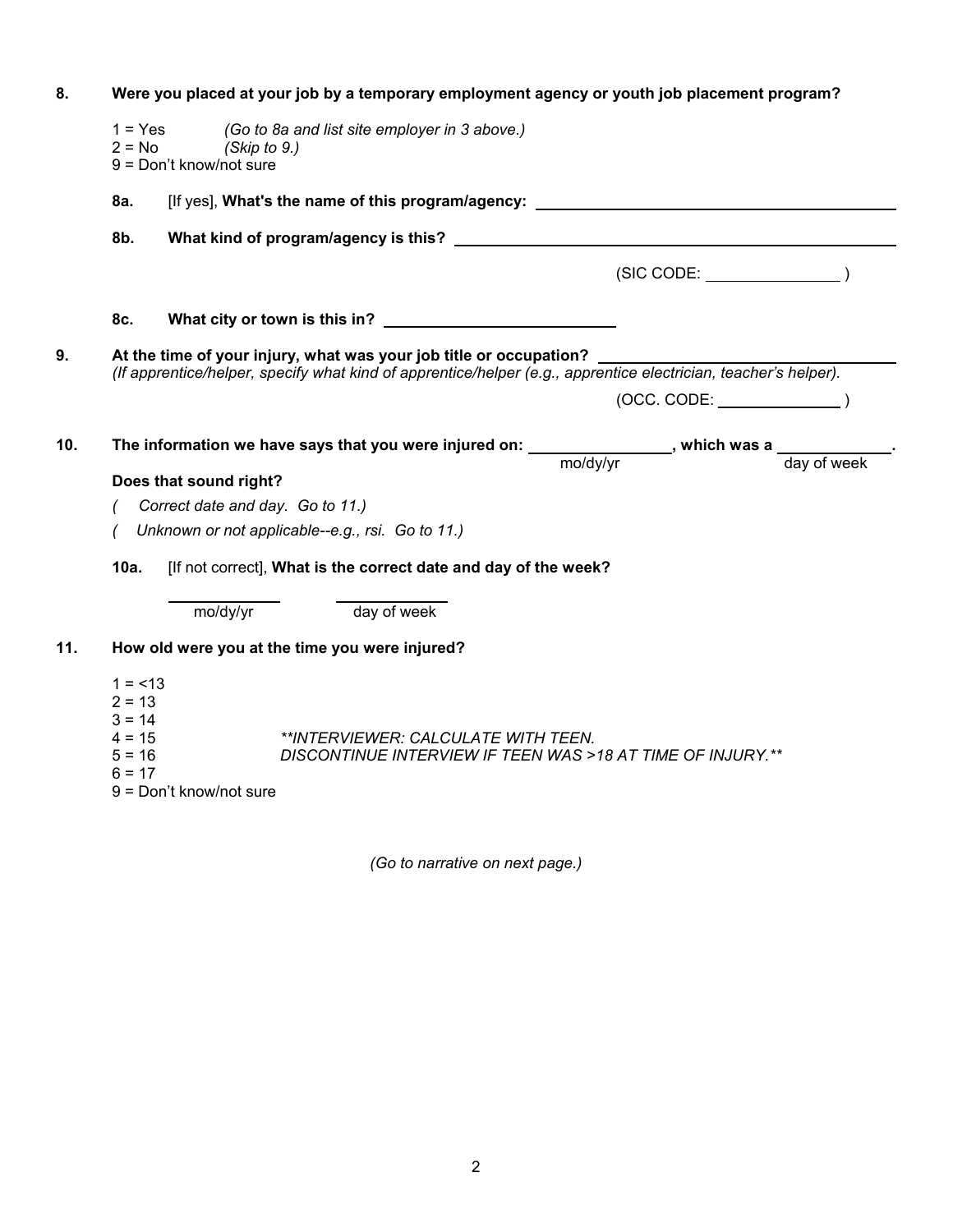**8. Were you placed at your job by a temporary employment agency or youth job placement program?**

1 = Yes *(Go to 8a and list site employer in 3 above.)*
2 = No *(Skip to 9.)*
9 = Don't know/not sure

**8a.** [If yes], **What's the name of this program/agency:** ____________________

**8b. What kind of program/agency is this?** ____________________

(SIC CODE: ____________ )

**8c. What city or town is this in?** ____________________

**9. At the time of your injury, what was your job title or occupation?** ____________________
*(If apprentice/helper, specify what kind of apprentice/helper (e.g., apprentice electrician, teacher's helper).*

(OCC. CODE: ____________ )

**10. The information we have says that you were injured on:** ____________ **, which was a** ____________ **.**
mo/dy/yr day of week

**Does that sound right?**

*( Correct date and day. Go to 11.)*

*( Unknown or not applicable--e.g., rsi. Go to 11.)*

**10a.** [If not correct], **What is the correct date and day of the week?**

____________ ____________
mo/dy/yr day of week

**11. How old were you at the time you were injured?**

1 = <13
2 = 13
3 = 14
4 = 15 *\*\*INTERVIEWER: CALCULATE WITH TEEN.*
5 = 16 *DISCONTINUE INTERVIEW IF TEEN WAS >18 AT TIME OF INJURY.\*\**
6 = 17
9 = Don't know/not sure

*(Go to narrative on next page.)*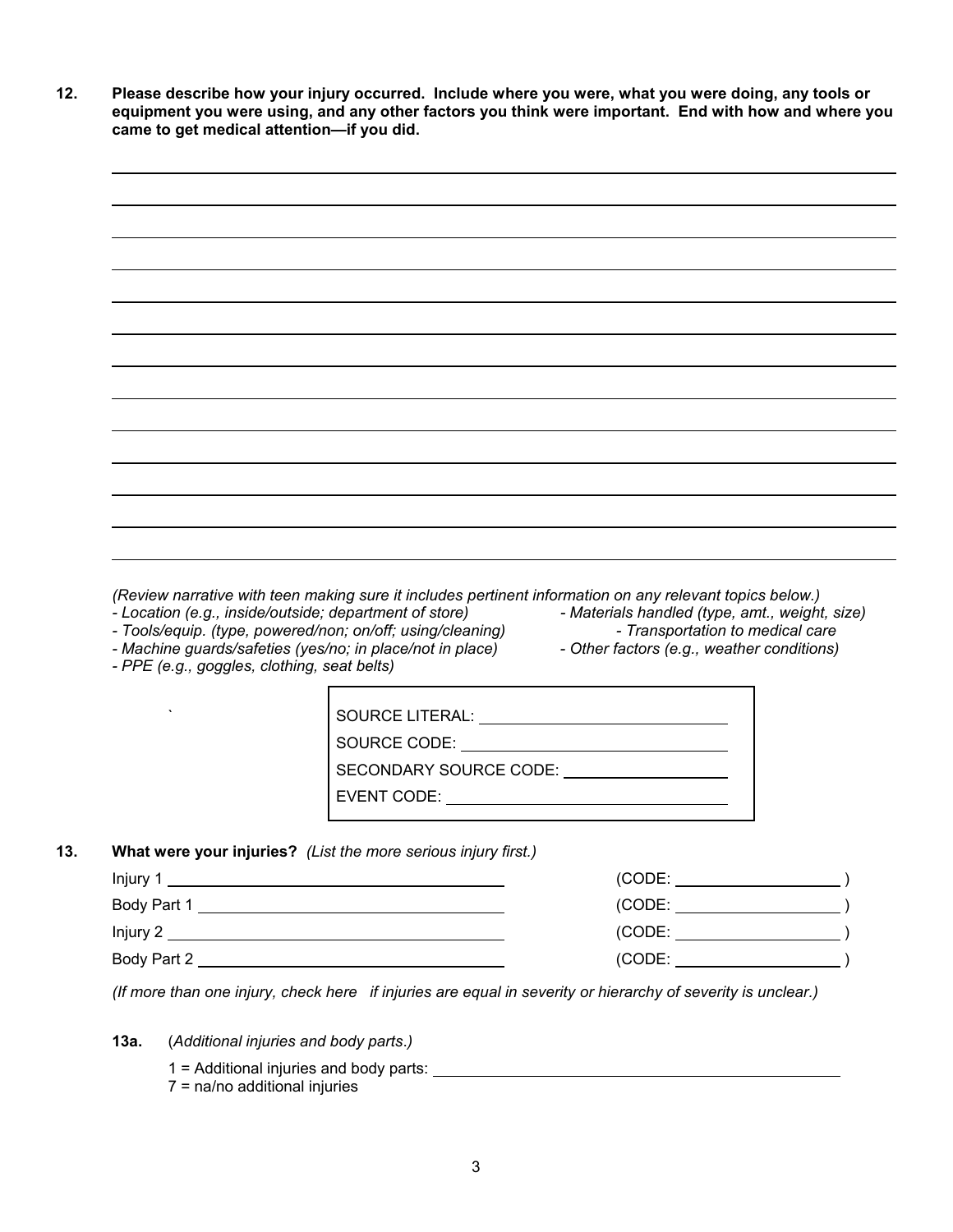**12. Please describe how your injury occurred. Include where you were, what you were doing, any tools or equipment you were using, and any other factors you think were important. End with how and where you came to get medical attention—if you did.**

\_\_\_\_\_\_\_\_\_\_\_\_\_\_\_\_\_\_\_\_\_\_\_\_\_\_\_\_\_\_\_\_\_\_\_\_\_\_\_\_\_\_\_\_\_\_\_\_\_\_\_\_\_\_\_\_\_\_\_\_\_\_\_\_\_\_\_\_\_\_\_\_\_\_\_\_\_\_

\_\_\_\_\_\_\_\_\_\_\_\_\_\_\_\_\_\_\_\_\_\_\_\_\_\_\_\_\_\_\_\_\_\_\_\_\_\_\_\_\_\_\_\_\_\_\_\_\_\_\_\_\_\_\_\_\_\_\_\_\_\_\_\_\_\_\_\_\_\_\_\_\_\_\_\_\_\_

\_\_\_\_\_\_\_\_\_\_\_\_\_\_\_\_\_\_\_\_\_\_\_\_\_\_\_\_\_\_\_\_\_\_\_\_\_\_\_\_\_\_\_\_\_\_\_\_\_\_\_\_\_\_\_\_\_\_\_\_\_\_\_\_\_\_\_\_\_\_\_\_\_\_\_\_\_\_

\_\_\_\_\_\_\_\_\_\_\_\_\_\_\_\_\_\_\_\_\_\_\_\_\_\_\_\_\_\_\_\_\_\_\_\_\_\_\_\_\_\_\_\_\_\_\_\_\_\_\_\_\_\_\_\_\_\_\_\_\_\_\_\_\_\_\_\_\_\_\_\_\_\_\_\_\_\_

\_\_\_\_\_\_\_\_\_\_\_\_\_\_\_\_\_\_\_\_\_\_\_\_\_\_\_\_\_\_\_\_\_\_\_\_\_\_\_\_\_\_\_\_\_\_\_\_\_\_\_\_\_\_\_\_\_\_\_\_\_\_\_\_\_\_\_\_\_\_\_\_\_\_\_\_\_\_

\_\_\_\_\_\_\_\_\_\_\_\_\_\_\_\_\_\_\_\_\_\_\_\_\_\_\_\_\_\_\_\_\_\_\_\_\_\_\_\_\_\_\_\_\_\_\_\_\_\_\_\_\_\_\_\_\_\_\_\_\_\_\_\_\_\_\_\_\_\_\_\_\_\_\_\_\_\_

\_\_\_\_\_\_\_\_\_\_\_\_\_\_\_\_\_\_\_\_\_\_\_\_\_\_\_\_\_\_\_\_\_\_\_\_\_\_\_\_\_\_\_\_\_\_\_\_\_\_\_\_\_\_\_\_\_\_\_\_\_\_\_\_\_\_\_\_\_\_\_\_\_\_\_\_\_\_

\_\_\_\_\_\_\_\_\_\_\_\_\_\_\_\_\_\_\_\_\_\_\_\_\_\_\_\_\_\_\_\_\_\_\_\_\_\_\_\_\_\_\_\_\_\_\_\_\_\_\_\_\_\_\_\_\_\_\_\_\_\_\_\_\_\_\_\_\_\_\_\_\_\_\_\_\_\_

\_\_\_\_\_\_\_\_\_\_\_\_\_\_\_\_\_\_\_\_\_\_\_\_\_\_\_\_\_\_\_\_\_\_\_\_\_\_\_\_\_\_\_\_\_\_\_\_\_\_\_\_\_\_\_\_\_\_\_\_\_\_\_\_\_\_\_\_\_\_\_\_\_\_\_\_\_\_

\_\_\_\_\_\_\_\_\_\_\_\_\_\_\_\_\_\_\_\_\_\_\_\_\_\_\_\_\_\_\_\_\_\_\_\_\_\_\_\_\_\_\_\_\_\_\_\_\_\_\_\_\_\_\_\_\_\_\_\_\_\_\_\_\_\_\_\_\_\_\_\_\_\_\_\_\_\_

\_\_\_\_\_\_\_\_\_\_\_\_\_\_\_\_\_\_\_\_\_\_\_\_\_\_\_\_\_\_\_\_\_\_\_\_\_\_\_\_\_\_\_\_\_\_\_\_\_\_\_\_\_\_\_\_\_\_\_\_\_\_\_\_\_\_\_\_\_\_\_\_\_\_\_\_\_\_

\_\_\_\_\_\_\_\_\_\_\_\_\_\_\_\_\_\_\_\_\_\_\_\_\_\_\_\_\_\_\_\_\_\_\_\_\_\_\_\_\_\_\_\_\_\_\_\_\_\_\_\_\_\_\_\_\_\_\_\_\_\_\_\_\_\_\_\_\_\_\_\_\_\_\_\_\_\_

*(Review narrative with teen making sure it includes pertinent information on any relevant topics below.)*

- *Location (e.g., inside/outside; department of store)*
- *Tools/equip. (type, powered/non; on/off; using/cleaning)*
- *Machine guards/safeties (yes/no; in place/not in place)*
- *PPE (e.g., goggles, clothing, seat belts)*
- *Materials handled (type, amt., weight, size)*
- *Transportation to medical care*
- *Other factors (e.g., weather conditions)*

> SOURCE LITERAL: \_\_\_\_\_\_\_\_\_\_\_\_\_\_\_\_\_\_\_\_
>
> SOURCE CODE: \_\_\_\_\_\_\_\_\_\_\_\_\_\_\_\_\_\_\_\_
>
> SECONDARY SOURCE CODE: \_\_\_\_\_\_\_\_\_\_\_\_\_\_
>
> EVENT CODE: \_\_\_\_\_\_\_\_\_\_\_\_\_\_\_\_\_\_\_\_\_\_

**13. What were your injuries?** *(List the more serious injury first.)*

Injury 1 \_\_\_\_\_\_\_\_\_\_\_\_\_\_\_\_\_\_\_\_\_\_\_\_\_\_\_\_ (CODE: \_\_\_\_\_\_\_\_\_\_\_\_\_ )

Body Part 1 \_\_\_\_\_\_\_\_\_\_\_\_\_\_\_\_\_\_\_\_\_\_\_\_\_\_ (CODE: \_\_\_\_\_\_\_\_\_\_\_\_\_ )

Injury 2 \_\_\_\_\_\_\_\_\_\_\_\_\_\_\_\_\_\_\_\_\_\_\_\_\_\_\_\_ (CODE: \_\_\_\_\_\_\_\_\_\_\_\_\_ )

Body Part 2 \_\_\_\_\_\_\_\_\_\_\_\_\_\_\_\_\_\_\_\_\_\_\_\_\_\_ (CODE: \_\_\_\_\_\_\_\_\_\_\_\_\_ )

*(If more than one injury, check here if injuries are equal in severity or hierarchy of severity is unclear.)*

**13a.** (*Additional injuries and body parts.*)

1 = Additional injuries and body parts: \_\_\_\_\_\_\_\_\_\_\_\_\_\_\_\_\_\_\_\_\_\_\_\_\_\_\_\_\_\_\_\_

7 = na/no additional injuries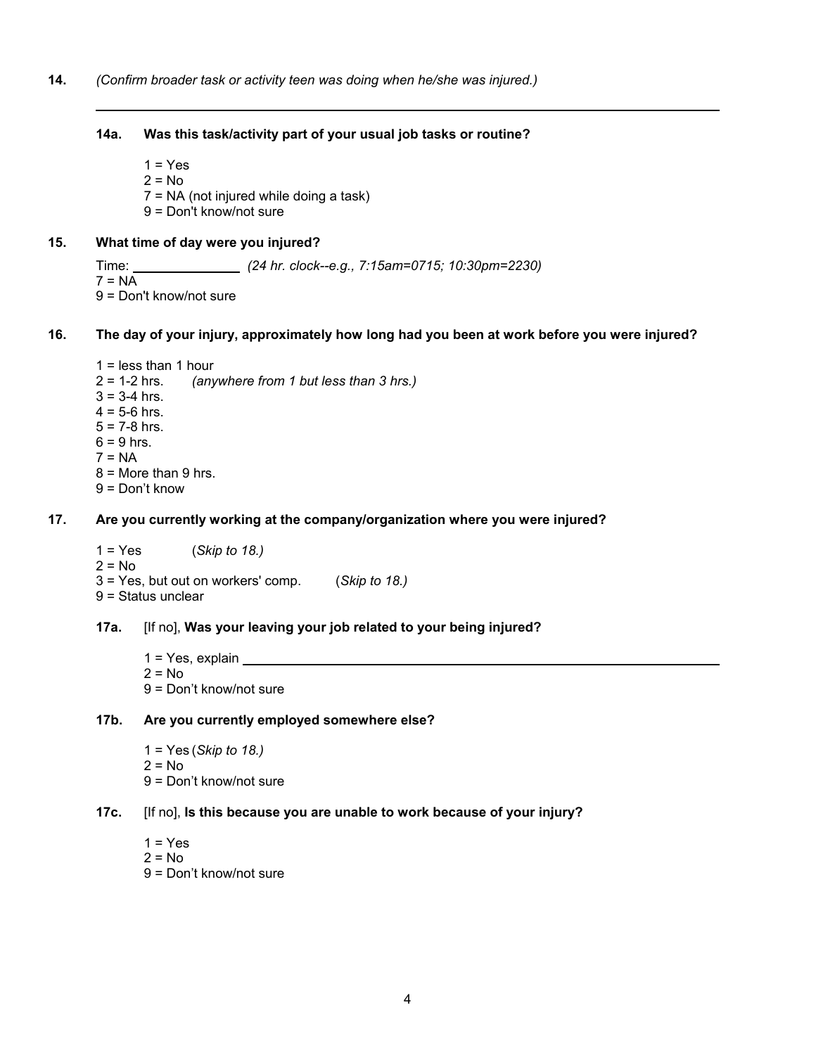**14.** *(Confirm broader task or activity teen was doing when he/she was injured.)*

\_\_\_\_\_\_\_\_\_\_\_\_\_\_\_\_\_\_\_\_\_\_\_\_\_\_\_\_\_\_\_\_\_\_\_\_\_\_\_\_\_\_\_\_\_\_\_\_\_\_\_\_\_\_\_\_\_\_\_\_\_\_\_\_\_\_\_\_\_\_\_\_\_\_\_\_\_\_

**14a. Was this task/activity part of your usual job tasks or routine?**

1 = Yes
2 = No
7 = NA (not injured while doing a task)
9 = Don't know/not sure

**15. What time of day were you injured?**

Time: \_\_\_\_\_\_\_\_\_\_\_\_\_\_\_ *(24 hr. clock--e.g., 7:15am=0715; 10:30pm=2230)*
7 = NA
9 = Don't know/not sure

**16. The day of your injury, approximately how long had you been at work before you were injured?**

1 = less than 1 hour
2 = 1-2 hrs. *(anywhere from 1 but less than 3 hrs.)*
3 = 3-4 hrs.
4 = 5-6 hrs.
5 = 7-8 hrs.
6 = 9 hrs.
7 = NA
8 = More than 9 hrs.
9 = Don't know

**17. Are you currently working at the company/organization where you were injured?**

1 = Yes (*Skip to 18.)*
2 = No
3 = Yes, but out on workers' comp. (*Skip to 18.)*
9 = Status unclear

**17a.** [If no], **Was your leaving your job related to your being injured?**

1 = Yes, explain \_\_\_\_\_\_\_\_\_\_\_\_\_\_\_\_\_\_\_\_\_\_\_\_\_\_\_\_\_\_\_\_\_\_\_\_\_\_\_\_\_\_\_\_\_\_\_\_\_\_\_\_\_\_\_\_
2 = No
9 = Don't know/not sure

**17b. Are you currently employed somewhere else?**

1 = Yes *(Skip to 18.)*
2 = No
9 = Don't know/not sure

**17c.** [If no], **Is this because you are unable to work because of your injury?**

1 = Yes
2 = No
9 = Don't know/not sure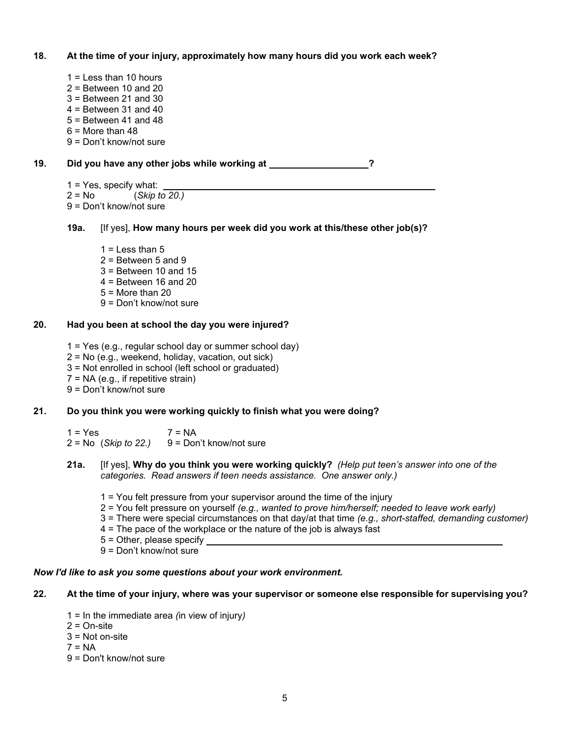**18. At the time of your injury, approximately how many hours did you work each week?**

1 = Less than 10 hours
2 = Between 10 and 20
3 = Between 21 and 30
4 = Between 31 and 40
5 = Between 41 and 48
6 = More than 48
9 = Don't know/not sure

**19. Did you have any other jobs while working at ___________________?**

1 = Yes, specify what: ___________________________________________________
2 = No (*Skip to 20.)*
9 = Don't know/not sure

**19a.** [If yes], **How many hours per week did you work at this/these other job(s)?**

1 = Less than 5
2 = Between 5 and 9
3 = Between 10 and 15
4 = Between 16 and 20
5 = More than 20
9 = Don't know/not sure

**20. Had you been at school the day you were injured?**

1 = Yes (e.g., regular school day or summer school day)
2 = No (e.g., weekend, holiday, vacation, out sick)
3 = Not enrolled in school (left school or graduated)
7 = NA (e.g., if repetitive strain)
9 = Don't know/not sure

**21. Do you think you were working quickly to finish what you were doing?**

1 = Yes
2 = No (*Skip to 22.)*
7 = NA
9 = Don't know/not sure

**21a.** [If yes], **Why do you think you were working quickly?** *(Help put teen's answer into one of the categories. Read answers if teen needs assistance. One answer only.)*

1 = You felt pressure from your supervisor around the time of the injury
2 = You felt pressure on yourself *(e.g., wanted to prove him/herself; needed to leave work early)*
3 = There were special circumstances on that day/at that time *(e.g., short-staffed, demanding customer)*
4 = The pace of the workplace or the nature of the job is always fast
5 = Other, please specify ___________________________________________________
9 = Don't know/not sure

***Now I'd like to ask you some questions about your work environment.***

**22. At the time of your injury, where was your supervisor or someone else responsible for supervising you?**

1 = In the immediate area *(*in view of injury*)*
2 = On-site
3 = Not on-site
7 = NA
9 = Don't know/not sure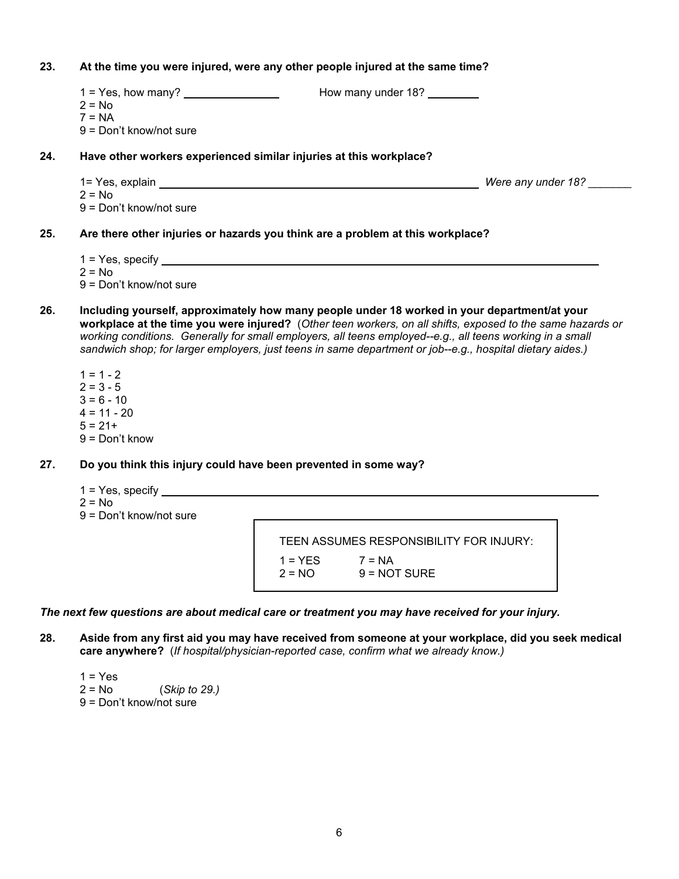**23. At the time you were injured, were any other people injured at the same time?**

1 = Yes, how many? ______________ How many under 18? ________
2 = No
7 = NA
9 = Don't know/not sure

**24. Have other workers experienced similar injuries at this workplace?**

1= Yes, explain ________________________________________________ *Were any under 18?* _______
2 = No
9 = Don't know/not sure

**25. Are there other injuries or hazards you think are a problem at this workplace?**

1 = Yes, specify ________________________________________________________________
2 = No
9 = Don't know/not sure

**26. Including yourself, approximately how many people under 18 worked in your department/at your workplace at the time you were injured?** (*Other teen workers, on all shifts, exposed to the same hazards or working conditions. Generally for small employers, all teens employed--e.g., all teens working in a small sandwich shop; for larger employers, just teens in same department or job--e.g., hospital dietary aides.)*

1 = 1 - 2
2 = 3 - 5
3 = 6 - 10
4 = 11 - 20
5 = 21+
9 = Don't know

**27. Do you think this injury could have been prevented in some way?**

1 = Yes, specify ________________________________________________________________
2 = No
9 = Don't know/not sure

TEEN ASSUMES RESPONSIBILITY FOR INJURY:

1 = YES  7 = NA
2 = NO  9 = NOT SURE

***The next few questions are about medical care or treatment you may have received for your injury.***

**28. Aside from any first aid you may have received from someone at your workplace, did you seek medical care anywhere?** (*If hospital/physician-reported case, confirm what we already know.)*

1 = Yes
2 = No (*Skip to 29.)*
9 = Don't know/not sure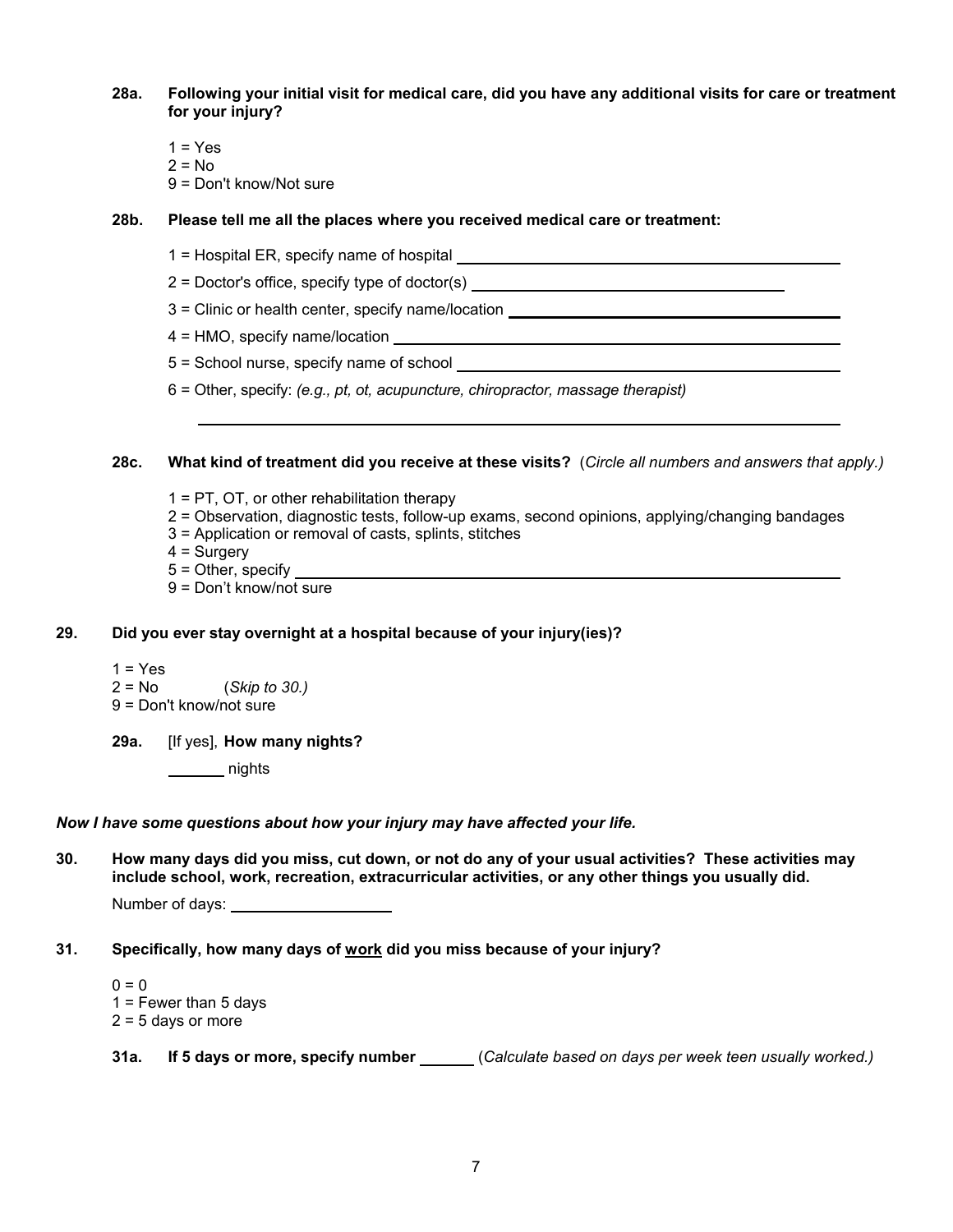**28a. Following your initial visit for medical care, did you have any additional visits for care or treatment for your injury?**

1 = Yes
2 = No
9 = Don't know/Not sure

**28b. Please tell me all the places where you received medical care or treatment:**

1 = Hospital ER, specify name of hospital ______________________________

2 = Doctor's office, specify type of doctor(s) ______________________________

3 = Clinic or health center, specify name/location ______________________________

4 = HMO, specify name/location ______________________________

5 = School nurse, specify name of school ______________________________

6 = Other, specify: *(e.g., pt, ot, acupuncture, chiropractor, massage therapist)*

______________________________

**28c. What kind of treatment did you receive at these visits?** (*Circle all numbers and answers that apply.)*

1 = PT, OT, or other rehabilitation therapy
2 = Observation, diagnostic tests, follow-up exams, second opinions, applying/changing bandages
3 = Application or removal of casts, splints, stitches
4 = Surgery
5 = Other, specify ______________________________
9 = Don't know/not sure

**29. Did you ever stay overnight at a hospital because of your injury(ies)?**

1 = Yes
2 = No (*Skip to 30.)*
9 = Don't know/not sure

**29a.** [If yes], **How many nights?**

_______ nights

***Now I have some questions about how your injury may have affected your life.***

**30. How many days did you miss, cut down, or not do any of your usual activities? These activities may include school, work, recreation, extracurricular activities, or any other things you usually did.**

Number of days: ____________________

**31. Specifically, how many days of <u>work</u> did you miss because of your injury?**

0 = 0
1 = Fewer than 5 days
2 = 5 days or more

**31a. If 5 days or more, specify number** ______ (*Calculate based on days per week teen usually worked.)*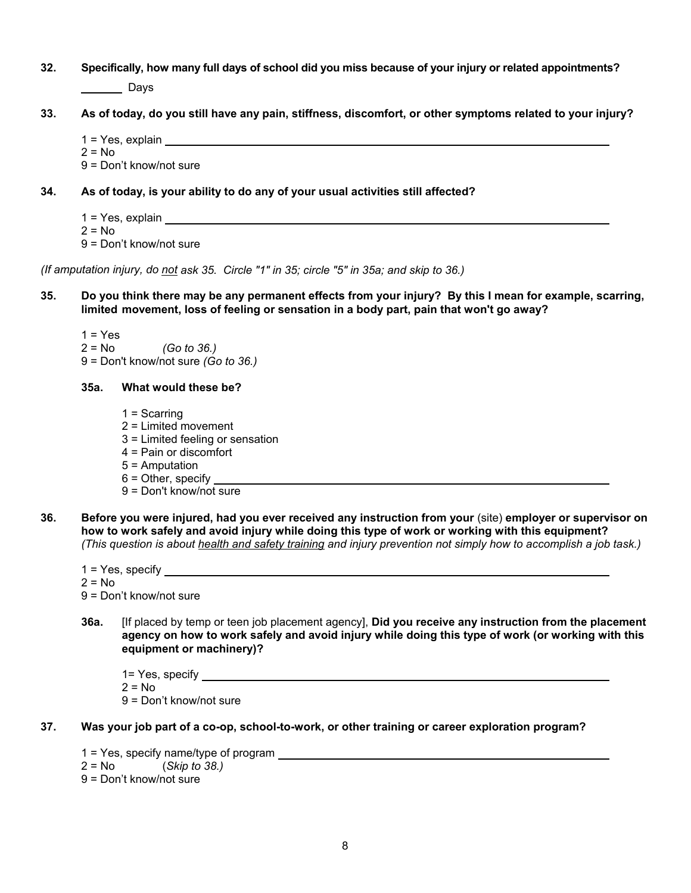**32. Specifically, how many full days of school did you miss because of your injury or related appointments?**

_______ Days

**33. As of today, do you still have any pain, stiffness, discomfort, or other symptoms related to your injury?**

1 = Yes, explain ____________________________________________

2 = No

9 = Don't know/not sure

**34. As of today, is your ability to do any of your usual activities still affected?**

1 = Yes, explain ____________________________________________

2 = No

9 = Don't know/not sure

*(If amputation injury, do not ask 35. Circle "1" in 35; circle "5" in 35a; and skip to 36.)*

**35. Do you think there may be any permanent effects from your injury? By this I mean for example, scarring, limited movement, loss of feeling or sensation in a body part, pain that won't go away?**

1 = Yes

2 = No *(Go to 36.)*

9 = Don't know/not sure *(Go to 36.)*

**35a. What would these be?**

1 = Scarring

2 = Limited movement

3 = Limited feeling or sensation

4 = Pain or discomfort

5 = Amputation

6 = Other, specify ____________________________________________

9 = Don't know/not sure

**36. Before you were injured, had you ever received any instruction from your** (site) **employer or supervisor on how to work safely and avoid injury while doing this type of work or working with this equipment?** *(This question is about health and safety training and injury prevention not simply how to accomplish a job task.)*

1 = Yes, specify ____________________________________________

2 = No

9 = Don't know/not sure

**36a.** [If placed by temp or teen job placement agency], **Did you receive any instruction from the placement agency on how to work safely and avoid injury while doing this type of work (or working with this equipment or machinery)?**

1= Yes, specify ____________________________________________

2 = No

9 = Don't know/not sure

**37. Was your job part of a co-op, school-to-work, or other training or career exploration program?**

1 = Yes, specify name/type of program ____________________________________________

2 = No (*Skip to 38.)*

9 = Don't know/not sure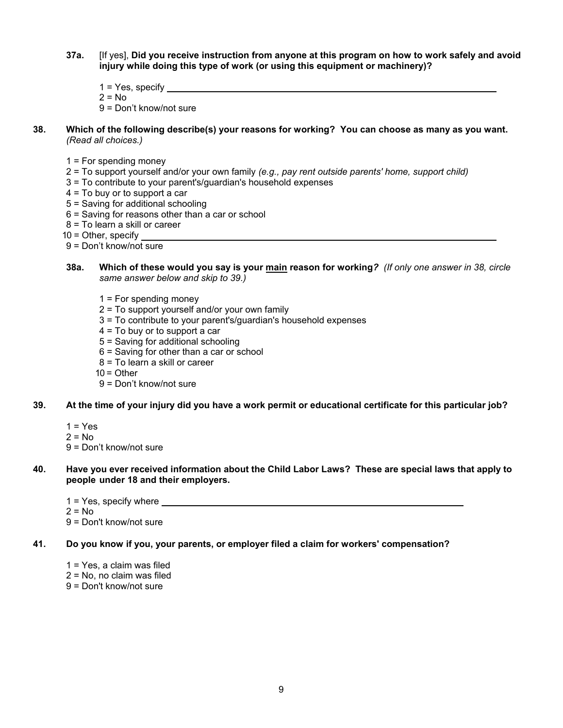**37a.** [If yes], **Did you receive instruction from anyone at this program on how to work safely and avoid injury while doing this type of work (or using this equipment or machinery)?**

1 = Yes, specify ____________________
2 = No
9 = Don't know/not sure

**38. Which of the following describe(s) your reasons for working? You can choose as many as you want.** *(Read all choices.)*

1 = For spending money
2 = To support yourself and/or your own family *(e.g., pay rent outside parents' home, support child)*
3 = To contribute to your parent's/guardian's household expenses
4 = To buy or to support a car
5 = Saving for additional schooling
6 = Saving for reasons other than a car or school
8 = To learn a skill or career
10 = Other, specify ____________________
9 = Don't know/not sure

**38a. Which of these would you say is your <u>main</u> reason for working?** *(If only one answer in 38, circle same answer below and skip to 39.)*

1 = For spending money
2 = To support yourself and/or your own family
3 = To contribute to your parent's/guardian's household expenses
4 = To buy or to support a car
5 = Saving for additional schooling
6 = Saving for other than a car or school
8 = To learn a skill or career
10 = Other
9 = Don't know/not sure

**39. At the time of your injury did you have a work permit or educational certificate for this particular job?**

1 = Yes
2 = No
9 = Don't know/not sure

**40. Have you ever received information about the Child Labor Laws? These are special laws that apply to people under 18 and their employers.**

1 = Yes, specify where ____________________
2 = No
9 = Don't know/not sure

**41. Do you know if you, your parents, or employer filed a claim for workers' compensation?**

1 = Yes, a claim was filed
2 = No, no claim was filed
9 = Don't know/not sure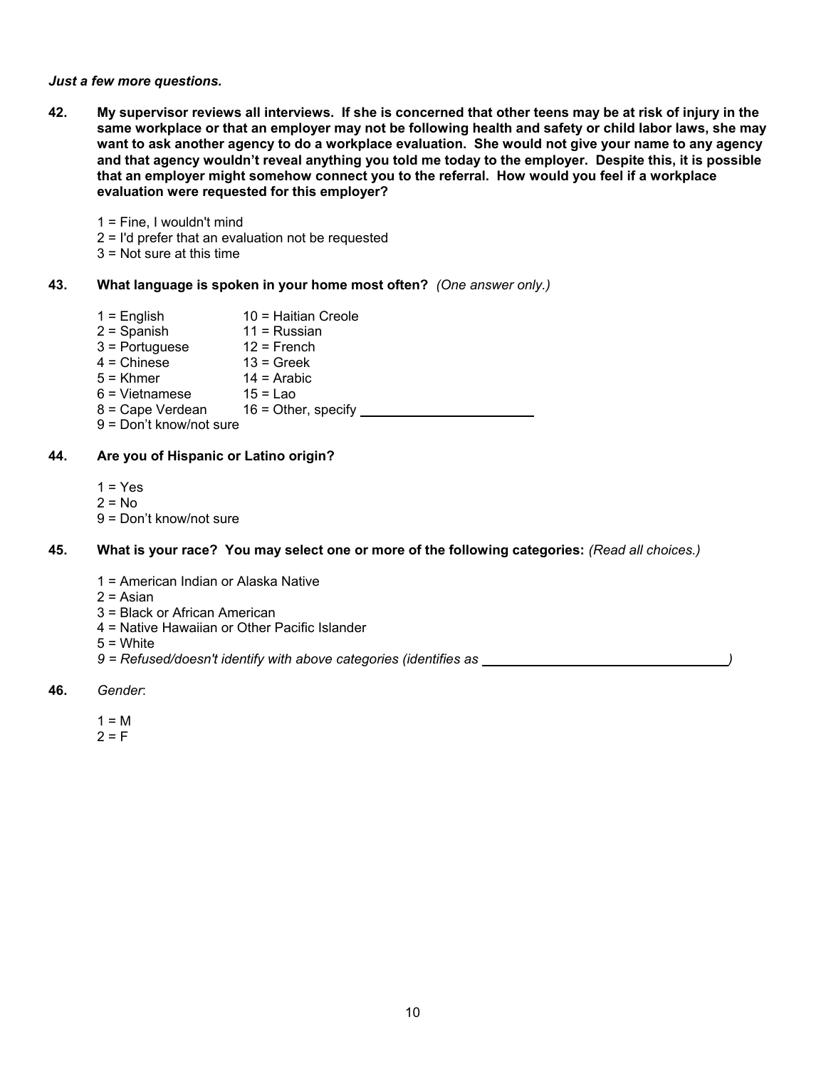***Just a few more questions.***

**42. My supervisor reviews all interviews. If she is concerned that other teens may be at risk of injury in the same workplace or that an employer may not be following health and safety or child labor laws, she may want to ask another agency to do a workplace evaluation. She would not give your name to any agency and that agency wouldn't reveal anything you told me today to the employer. Despite this, it is possible that an employer might somehow connect you to the referral. How would you feel if a workplace evaluation were requested for this employer?**

1 = Fine, I wouldn't mind
2 = I'd prefer that an evaluation not be requested
3 = Not sure at this time

**43. What language is spoken in your home most often?** *(One answer only.)*

| | |
|---|---|
| 1 = English | 10 = Haitian Creole |
| 2 = Spanish | 11 = Russian |
| 3 = Portuguese | 12 = French |
| 4 = Chinese | 13 = Greek |
| 5 = Khmer | 14 = Arabic |
| 6 = Vietnamese | 15 = Lao |
| 8 = Cape Verdean | 16 = Other, specify ______________________ |
| 9 = Don't know/not sure | |

**44. Are you of Hispanic or Latino origin?**

1 = Yes
2 = No
9 = Don't know/not sure

**45. What is your race? You may select one or more of the following categories:** *(Read all choices.)*

1 = American Indian or Alaska Native
2 = Asian
3 = Black or African American
4 = Native Hawaiian or Other Pacific Islander
5 = White
*9 = Refused/doesn't identify with above categories (identifies as ______________________________)*

**46.** *Gender*:

1 = M
2 = F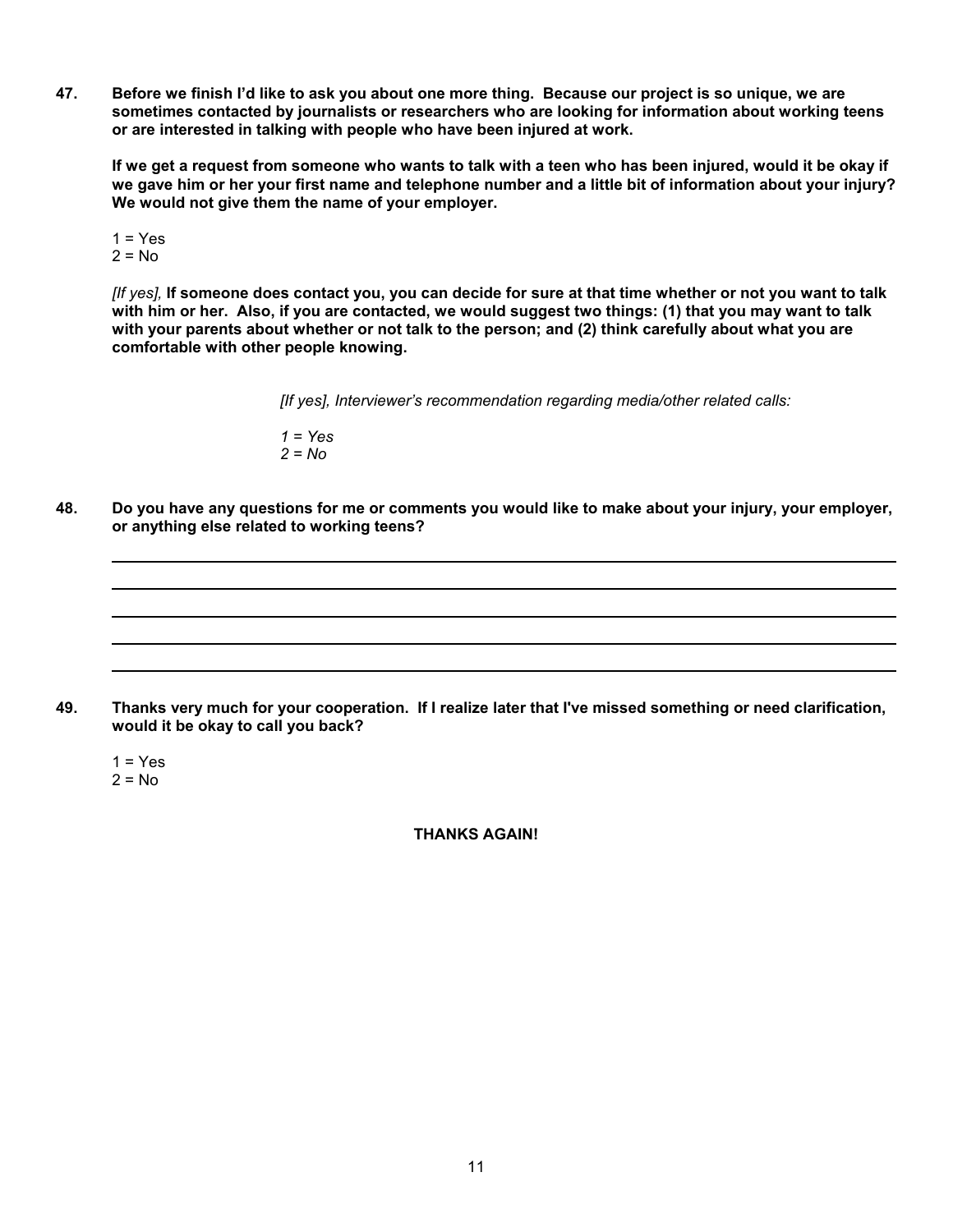**47. Before we finish I'd like to ask you about one more thing. Because our project is so unique, we are sometimes contacted by journalists or researchers who are looking for information about working teens or are interested in talking with people who have been injured at work.**

**If we get a request from someone who wants to talk with a teen who has been injured, would it be okay if we gave him or her your first name and telephone number and a little bit of information about your injury? We would not give them the name of your employer.**

1 = Yes
2 = No

*[If yes],* **If someone does contact you, you can decide for sure at that time whether or not you want to talk with him or her. Also, if you are contacted, we would suggest two things: (1) that you may want to talk with your parents about whether or not talk to the person; and (2) think carefully about what you are comfortable with other people knowing.**

*[If yes], Interviewer's recommendation regarding media/other related calls:*

*1 = Yes*
*2 = No*

**48. Do you have any questions for me or comments you would like to make about your injury, your employer, or anything else related to working teens?**

______________________________________________________________________

______________________________________________________________________

______________________________________________________________________

______________________________________________________________________

______________________________________________________________________

**49. Thanks very much for your cooperation. If I realize later that I've missed something or need clarification, would it be okay to call you back?**

1 = Yes
2 = No

**THANKS AGAIN!**